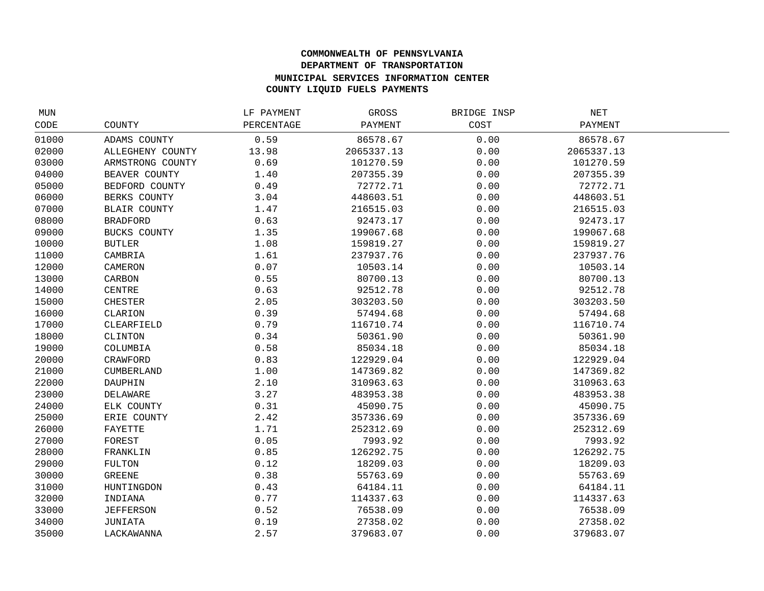# COMMONWEALTH OF PENNSYLVANIA
## DEPARTMENT OF TRANSPORTATION
### MUNICIPAL SERVICES INFORMATION CENTER
### COUNTY LIQUID FUELS PAYMENTS

| MUN CODE | COUNTY | LF PAYMENT PERCENTAGE | GROSS PAYMENT | BRIDGE INSP COST | NET PAYMENT |
|---|---|---|---|---|---|
| 01000 | ADAMS COUNTY | 0.59 | 86578.67 | 0.00 | 86578.67 |
| 02000 | ALLEGHENY COUNTY | 13.98 | 2065337.13 | 0.00 | 2065337.13 |
| 03000 | ARMSTRONG COUNTY | 0.69 | 101270.59 | 0.00 | 101270.59 |
| 04000 | BEAVER COUNTY | 1.40 | 207355.39 | 0.00 | 207355.39 |
| 05000 | BEDFORD COUNTY | 0.49 | 72772.71 | 0.00 | 72772.71 |
| 06000 | BERKS COUNTY | 3.04 | 448603.51 | 0.00 | 448603.51 |
| 07000 | BLAIR COUNTY | 1.47 | 216515.03 | 0.00 | 216515.03 |
| 08000 | BRADFORD | 0.63 | 92473.17 | 0.00 | 92473.17 |
| 09000 | BUCKS COUNTY | 1.35 | 199067.68 | 0.00 | 199067.68 |
| 10000 | BUTLER | 1.08 | 159819.27 | 0.00 | 159819.27 |
| 11000 | CAMBRIA | 1.61 | 237937.76 | 0.00 | 237937.76 |
| 12000 | CAMERON | 0.07 | 10503.14 | 0.00 | 10503.14 |
| 13000 | CARBON | 0.55 | 80700.13 | 0.00 | 80700.13 |
| 14000 | CENTRE | 0.63 | 92512.78 | 0.00 | 92512.78 |
| 15000 | CHESTER | 2.05 | 303203.50 | 0.00 | 303203.50 |
| 16000 | CLARION | 0.39 | 57494.68 | 0.00 | 57494.68 |
| 17000 | CLEARFIELD | 0.79 | 116710.74 | 0.00 | 116710.74 |
| 18000 | CLINTON | 0.34 | 50361.90 | 0.00 | 50361.90 |
| 19000 | COLUMBIA | 0.58 | 85034.18 | 0.00 | 85034.18 |
| 20000 | CRAWFORD | 0.83 | 122929.04 | 0.00 | 122929.04 |
| 21000 | CUMBERLAND | 1.00 | 147369.82 | 0.00 | 147369.82 |
| 22000 | DAUPHIN | 2.10 | 310963.63 | 0.00 | 310963.63 |
| 23000 | DELAWARE | 3.27 | 483953.38 | 0.00 | 483953.38 |
| 24000 | ELK COUNTY | 0.31 | 45090.75 | 0.00 | 45090.75 |
| 25000 | ERIE COUNTY | 2.42 | 357336.69 | 0.00 | 357336.69 |
| 26000 | FAYETTE | 1.71 | 252312.69 | 0.00 | 252312.69 |
| 27000 | FOREST | 0.05 | 7993.92 | 0.00 | 7993.92 |
| 28000 | FRANKLIN | 0.85 | 126292.75 | 0.00 | 126292.75 |
| 29000 | FULTON | 0.12 | 18209.03 | 0.00 | 18209.03 |
| 30000 | GREENE | 0.38 | 55763.69 | 0.00 | 55763.69 |
| 31000 | HUNTINGDON | 0.43 | 64184.11 | 0.00 | 64184.11 |
| 32000 | INDIANA | 0.77 | 114337.63 | 0.00 | 114337.63 |
| 33000 | JEFFERSON | 0.52 | 76538.09 | 0.00 | 76538.09 |
| 34000 | JUNIATA | 0.19 | 27358.02 | 0.00 | 27358.02 |
| 35000 | LACKAWANNA | 2.57 | 379683.07 | 0.00 | 379683.07 |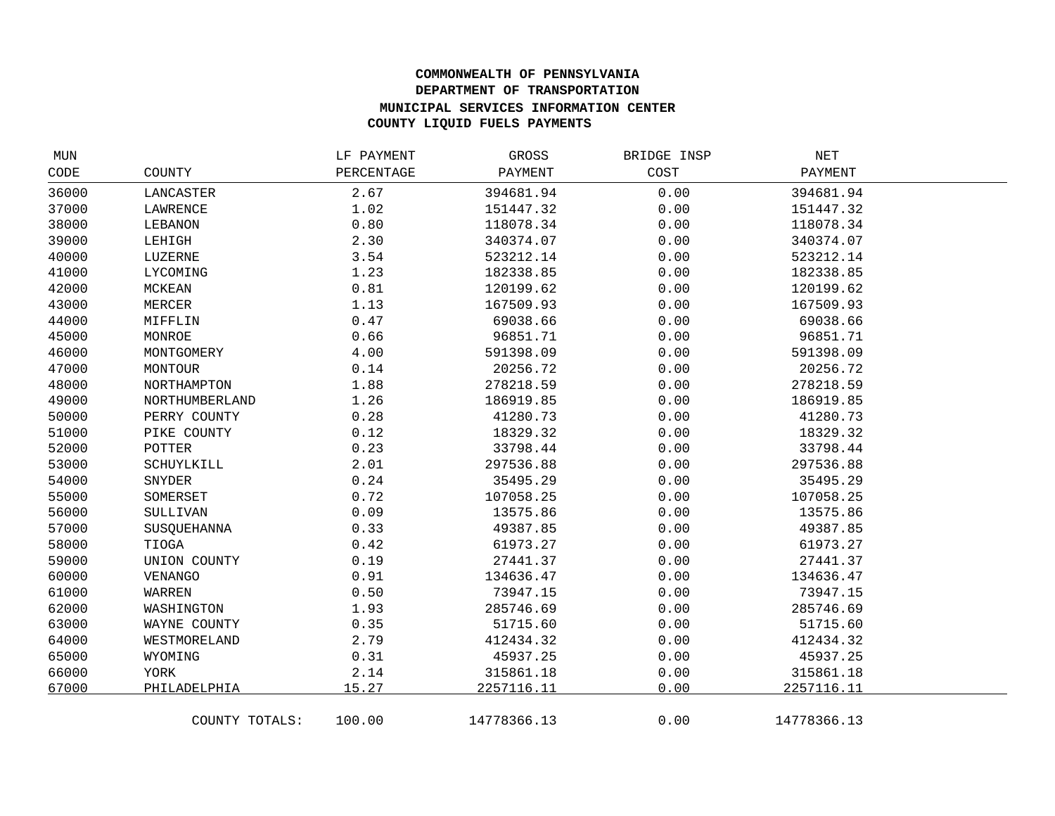**COMMONWEALTH OF PENNSYLVANIA**
**DEPARTMENT OF TRANSPORTATION**
**MUNICIPAL SERVICES INFORMATION CENTER**
**COUNTY LIQUID FUELS PAYMENTS**

| MUN CODE | COUNTY | LF PAYMENT PERCENTAGE | GROSS PAYMENT | BRIDGE INSP COST | NET PAYMENT |
|---|---|---|---|---|---|
| 36000 | LANCASTER | 2.67 | 394681.94 | 0.00 | 394681.94 |
| 37000 | LAWRENCE | 1.02 | 151447.32 | 0.00 | 151447.32 |
| 38000 | LEBANON | 0.80 | 118078.34 | 0.00 | 118078.34 |
| 39000 | LEHIGH | 2.30 | 340374.07 | 0.00 | 340374.07 |
| 40000 | LUZERNE | 3.54 | 523212.14 | 0.00 | 523212.14 |
| 41000 | LYCOMING | 1.23 | 182338.85 | 0.00 | 182338.85 |
| 42000 | MCKEAN | 0.81 | 120199.62 | 0.00 | 120199.62 |
| 43000 | MERCER | 1.13 | 167509.93 | 0.00 | 167509.93 |
| 44000 | MIFFLIN | 0.47 | 69038.66 | 0.00 | 69038.66 |
| 45000 | MONROE | 0.66 | 96851.71 | 0.00 | 96851.71 |
| 46000 | MONTGOMERY | 4.00 | 591398.09 | 0.00 | 591398.09 |
| 47000 | MONTOUR | 0.14 | 20256.72 | 0.00 | 20256.72 |
| 48000 | NORTHAMPTON | 1.88 | 278218.59 | 0.00 | 278218.59 |
| 49000 | NORTHUMBERLAND | 1.26 | 186919.85 | 0.00 | 186919.85 |
| 50000 | PERRY COUNTY | 0.28 | 41280.73 | 0.00 | 41280.73 |
| 51000 | PIKE COUNTY | 0.12 | 18329.32 | 0.00 | 18329.32 |
| 52000 | POTTER | 0.23 | 33798.44 | 0.00 | 33798.44 |
| 53000 | SCHUYLKILL | 2.01 | 297536.88 | 0.00 | 297536.88 |
| 54000 | SNYDER | 0.24 | 35495.29 | 0.00 | 35495.29 |
| 55000 | SOMERSET | 0.72 | 107058.25 | 0.00 | 107058.25 |
| 56000 | SULLIVAN | 0.09 | 13575.86 | 0.00 | 13575.86 |
| 57000 | SUSQUEHANNA | 0.33 | 49387.85 | 0.00 | 49387.85 |
| 58000 | TIOGA | 0.42 | 61973.27 | 0.00 | 61973.27 |
| 59000 | UNION COUNTY | 0.19 | 27441.37 | 0.00 | 27441.37 |
| 60000 | VENANGO | 0.91 | 134636.47 | 0.00 | 134636.47 |
| 61000 | WARREN | 0.50 | 73947.15 | 0.00 | 73947.15 |
| 62000 | WASHINGTON | 1.93 | 285746.69 | 0.00 | 285746.69 |
| 63000 | WAYNE COUNTY | 0.35 | 51715.60 | 0.00 | 51715.60 |
| 64000 | WESTMORELAND | 2.79 | 412434.32 | 0.00 | 412434.32 |
| 65000 | WYOMING | 0.31 | 45937.25 | 0.00 | 45937.25 |
| 66000 | YORK | 2.14 | 315861.18 | 0.00 | 315861.18 |
| 67000 | PHILADELPHIA | 15.27 | 2257116.11 | 0.00 | 2257116.11 |
| | COUNTY TOTALS: | 100.00 | 14778366.13 | 0.00 | 14778366.13 |